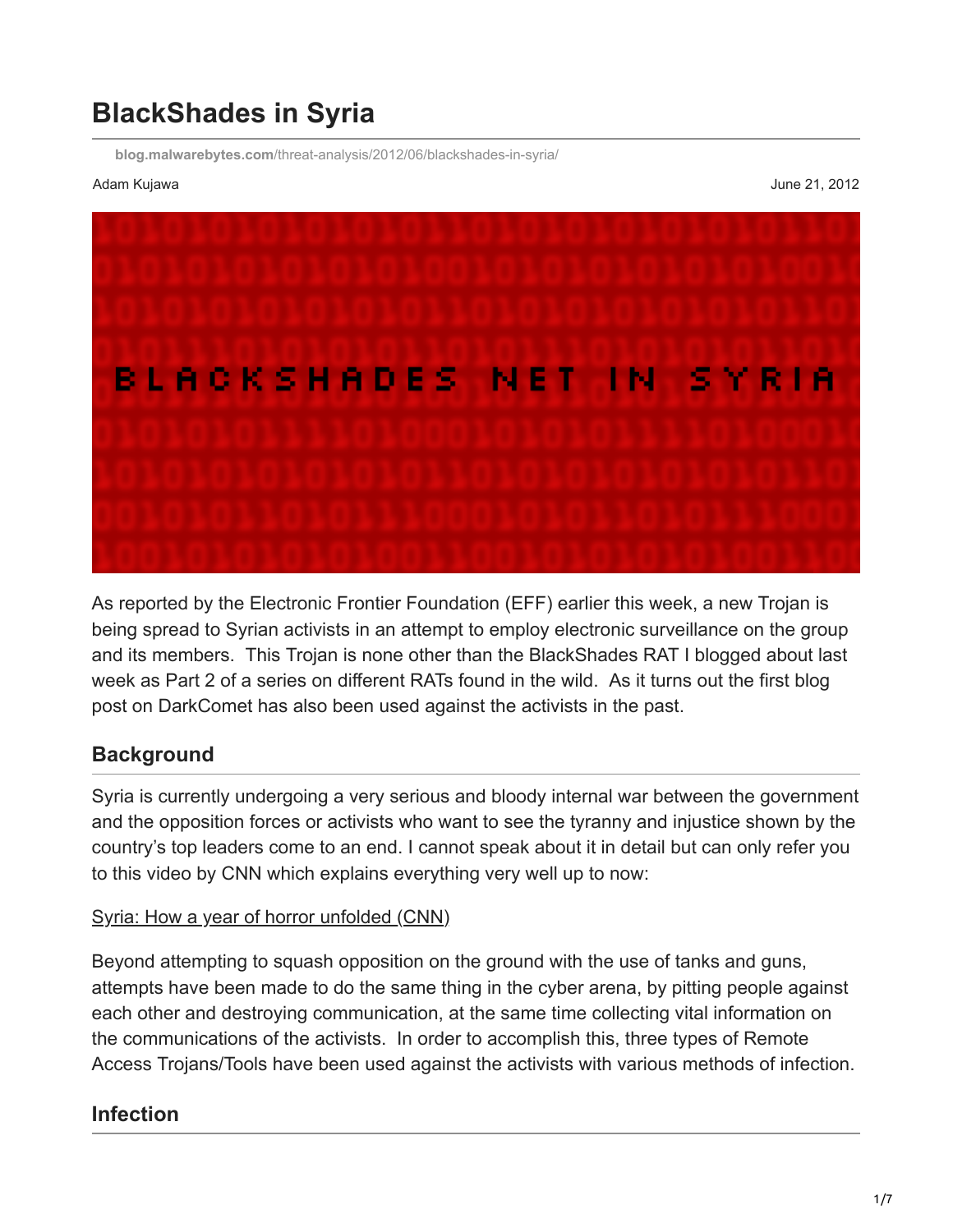# BlackShades in Syria

blog.malwarebytes.com/threat-analysis/2012/06/blackshades-in-syria/

Adam Kujawa

June 21, 2012

As reported by the Electronic Frontier Foundation (EFF) earlier this week, a new Trojan is being spread to Syrian activists in an attempt to employ electronic surveillance on the group and its members. This Trojan is none other than the BlackShades RAT I blogged about last week as Part 2 of a series on different RATs found in the wild. As it turns out the first blog post on DarkComet has also been used against the activists in the past.

## Background

Syria is currently undergoing a very serious and bloody internal war between the government and the opposition forces or activists who want to see the tyranny and injustice shown by the country's top leaders come to an end. I cannot speak about it in detail but can only refer you to this video by CNN which explains everything very well up to now:

[Syria: How a year of horror unfolded (CNN)]

Beyond attempting to squash opposition on the ground with the use of tanks and guns, attempts have been made to do the same thing in the cyber arena, by pitting people against each other and destroying communication, at the same time collecting vital information on the communications of the activists. In order to accomplish this, three types of Remote Access Trojans/Tools have been used against the activists with various methods of infection.

## Infection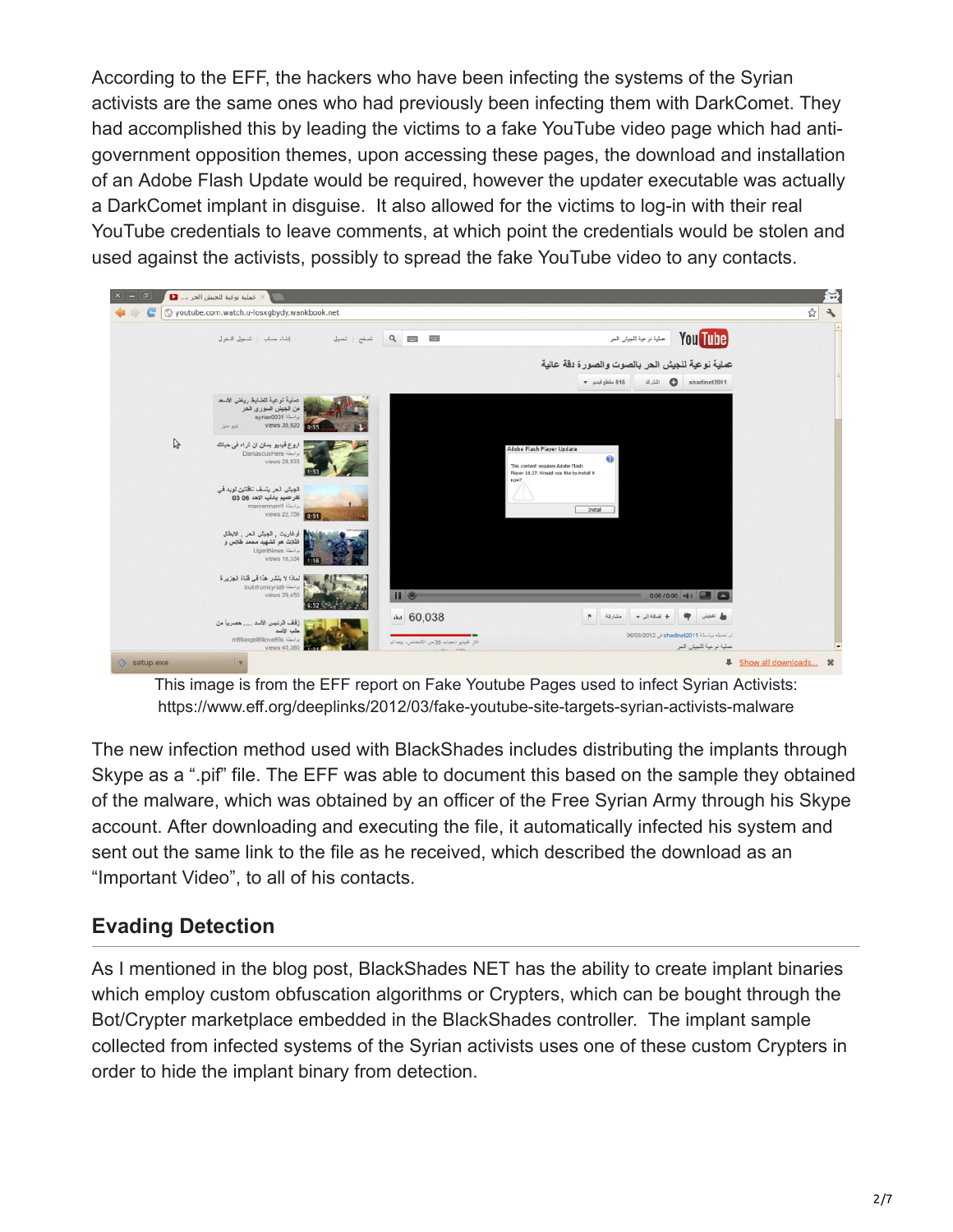According to the EFF, the hackers who have been infecting the systems of the Syrian activists are the same ones who had previously been infecting them with DarkComet. They had accomplished this by leading the victims to a fake YouTube video page which had anti-government opposition themes, upon accessing these pages, the download and installation of an Adobe Flash Update would be required, however the updater executable was actually a DarkComet implant in disguise. It also allowed for the victims to log-in with their real YouTube credentials to leave comments, at which point the credentials would be stolen and used against the activists, possibly to spread the fake YouTube video to any contacts.

This image is from the EFF report on Fake Youtube Pages used to infect Syrian Activists: https://www.eff.org/deeplinks/2012/03/fake-youtube-site-targets-syrian-activists-malware

The new infection method used with BlackShades includes distributing the implants through Skype as a ".pif" file. The EFF was able to document this based on the sample they obtained of the malware, which was obtained by an officer of the Free Syrian Army through his Skype account. After downloading and executing the file, it automatically infected his system and sent out the same link to the file as he received, which described the download as an "Important Video", to all of his contacts.

## Evading Detection

As I mentioned in the blog post, BlackShades NET has the ability to create implant binaries which employ custom obfuscation algorithms or Crypters, which can be bought through the Bot/Crypter marketplace embedded in the BlackShades controller. The implant sample collected from infected systems of the Syrian activists uses one of these custom Crypters in order to hide the implant binary from detection.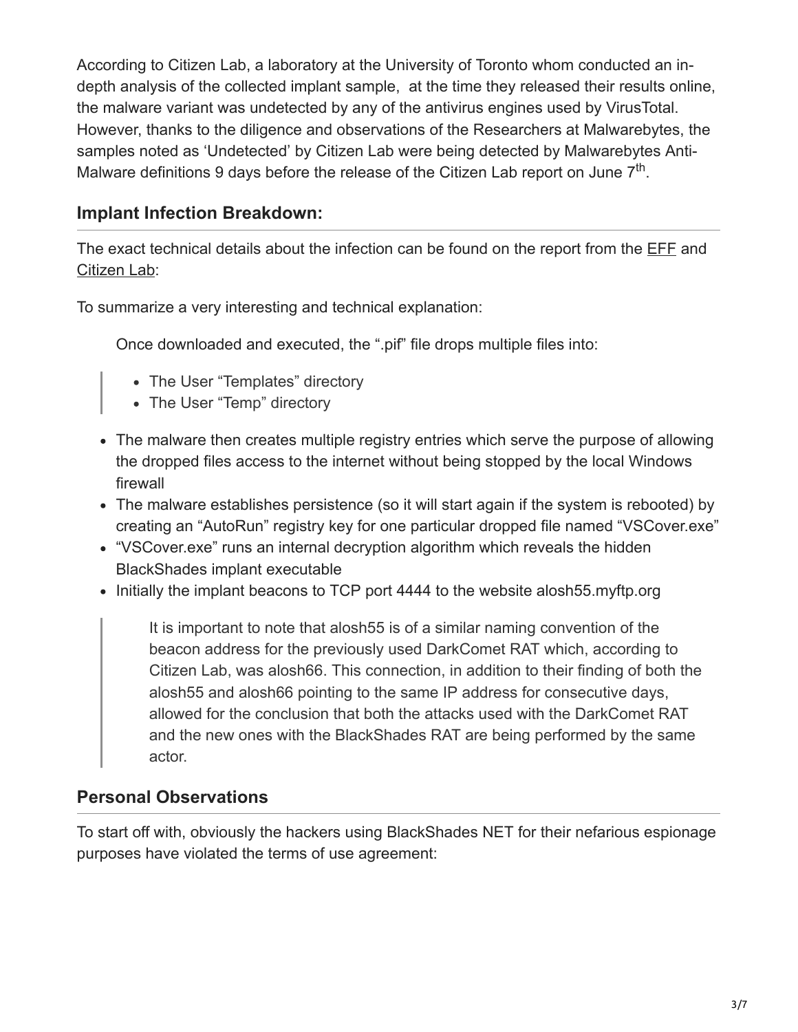According to Citizen Lab, a laboratory at the University of Toronto whom conducted an in-depth analysis of the collected implant sample, at the time they released their results online, the malware variant was undetected by any of the antivirus engines used by VirusTotal. However, thanks to the diligence and observations of the Researchers at Malwarebytes, the samples noted as 'Undetected' by Citizen Lab were being detected by Malwarebytes Anti-Malware definitions 9 days before the release of the Citizen Lab report on June 7th.

## Implant Infection Breakdown:

The exact technical details about the infection can be found on the report from the EFF and Citizen Lab:

To summarize a very interesting and technical explanation:

> Once downloaded and executed, the ".pif" file drops multiple files into:
>
> > - The User "Templates" directory
> > - The User "Temp" directory
>
> - The malware then creates multiple registry entries which serve the purpose of allowing the dropped files access to the internet without being stopped by the local Windows firewall
> - The malware establishes persistence (so it will start again if the system is rebooted) by creating an "AutoRun" registry key for one particular dropped file named "VSCover.exe"
> - "VSCover.exe" runs an internal decryption algorithm which reveals the hidden BlackShades implant executable
> - Initially the implant beacons to TCP port 4444 to the website alosh55.myftp.org
>
> > It is important to note that alosh55 is of a similar naming convention of the beacon address for the previously used DarkComet RAT which, according to Citizen Lab, was alosh66. This connection, in addition to their finding of both the alosh55 and alosh66 pointing to the same IP address for consecutive days, allowed for the conclusion that both the attacks used with the DarkComet RAT and the new ones with the BlackShades RAT are being performed by the same actor.

## Personal Observations

To start off with, obviously the hackers using BlackShades NET for their nefarious espionage purposes have violated the terms of use agreement: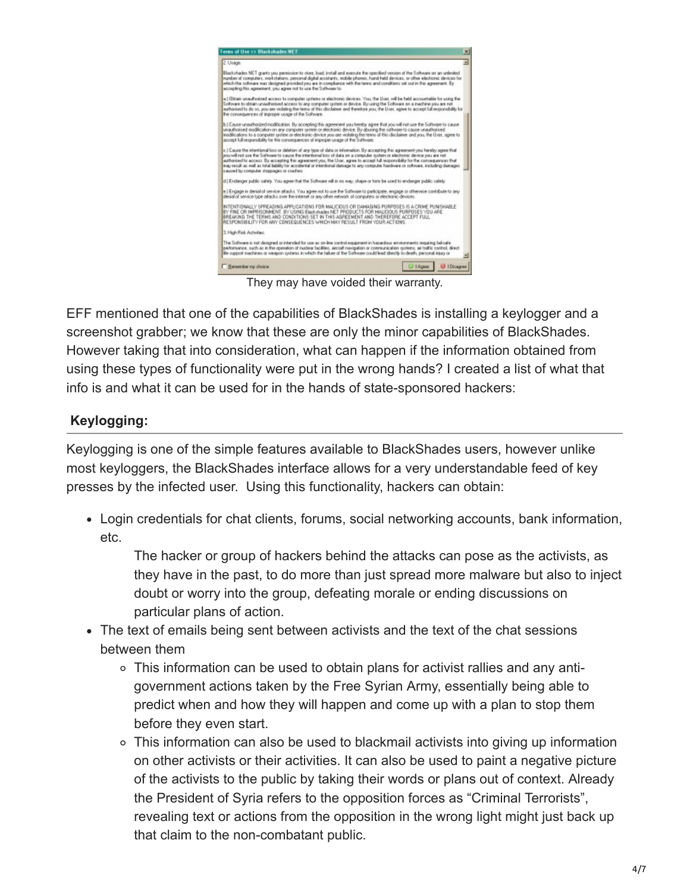They may have voided their warranty.

EFF mentioned that one of the capabilities of BlackShades is installing a keylogger and a screenshot grabber; we know that these are only the minor capabilities of BlackShades. However taking that into consideration, what can happen if the information obtained from using these types of functionality were put in the wrong hands? I created a list of what that info is and what it can be used for in the hands of state-sponsored hackers:

### Keylogging:

Keylogging is one of the simple features available to BlackShades users, however unlike most keyloggers, the BlackShades interface allows for a very understandable feed of key presses by the infected user. Using this functionality, hackers can obtain:

- Login credentials for chat clients, forums, social networking accounts, bank information, etc.

  The hacker or group of hackers behind the attacks can pose as the activists, as they have in the past, to do more than just spread more malware but also to inject doubt or worry into the group, defeating morale or ending discussions on particular plans of action.
- The text of emails being sent between activists and the text of the chat sessions between them
  - This information can be used to obtain plans for activist rallies and any anti-government actions taken by the Free Syrian Army, essentially being able to predict when and how they will happen and come up with a plan to stop them before they even start.
  - This information can also be used to blackmail activists into giving up information on other activists or their activities. It can also be used to paint a negative picture of the activists to the public by taking their words or plans out of context. Already the President of Syria refers to the opposition forces as "Criminal Terrorists", revealing text or actions from the opposition in the wrong light might just back up that claim to the non-combatant public.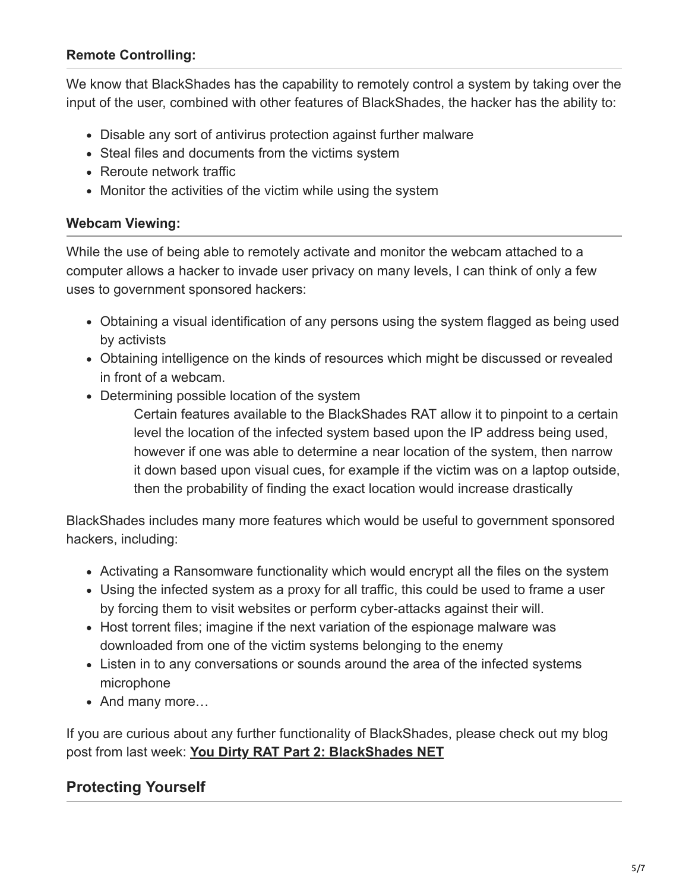**Remote Controlling:**

We know that BlackShades has the capability to remotely control a system by taking over the input of the user, combined with other features of BlackShades, the hacker has the ability to:

- Disable any sort of antivirus protection against further malware
- Steal files and documents from the victims system
- Reroute network traffic
- Monitor the activities of the victim while using the system

**Webcam Viewing:**

While the use of being able to remotely activate and monitor the webcam attached to a computer allows a hacker to invade user privacy on many levels, I can think of only a few uses to government sponsored hackers:

- Obtaining a visual identification of any persons using the system flagged as being used by activists
- Obtaining intelligence on the kinds of resources which might be discussed or revealed in front of a webcam.
- Determining possible location of the system

  Certain features available to the BlackShades RAT allow it to pinpoint to a certain level the location of the infected system based upon the IP address being used, however if one was able to determine a near location of the system, then narrow it down based upon visual cues, for example if the victim was on a laptop outside, then the probability of finding the exact location would increase drastically

BlackShades includes many more features which would be useful to government sponsored hackers, including:

- Activating a Ransomware functionality which would encrypt all the files on the system
- Using the infected system as a proxy for all traffic, this could be used to frame a user by forcing them to visit websites or perform cyber-attacks against their will.
- Host torrent files; imagine if the next variation of the espionage malware was downloaded from one of the victim systems belonging to the enemy
- Listen in to any conversations or sounds around the area of the infected systems microphone
- And many more…

If you are curious about any further functionality of BlackShades, please check out my blog post from last week: **You Dirty RAT Part 2: BlackShades NET**

## Protecting Yourself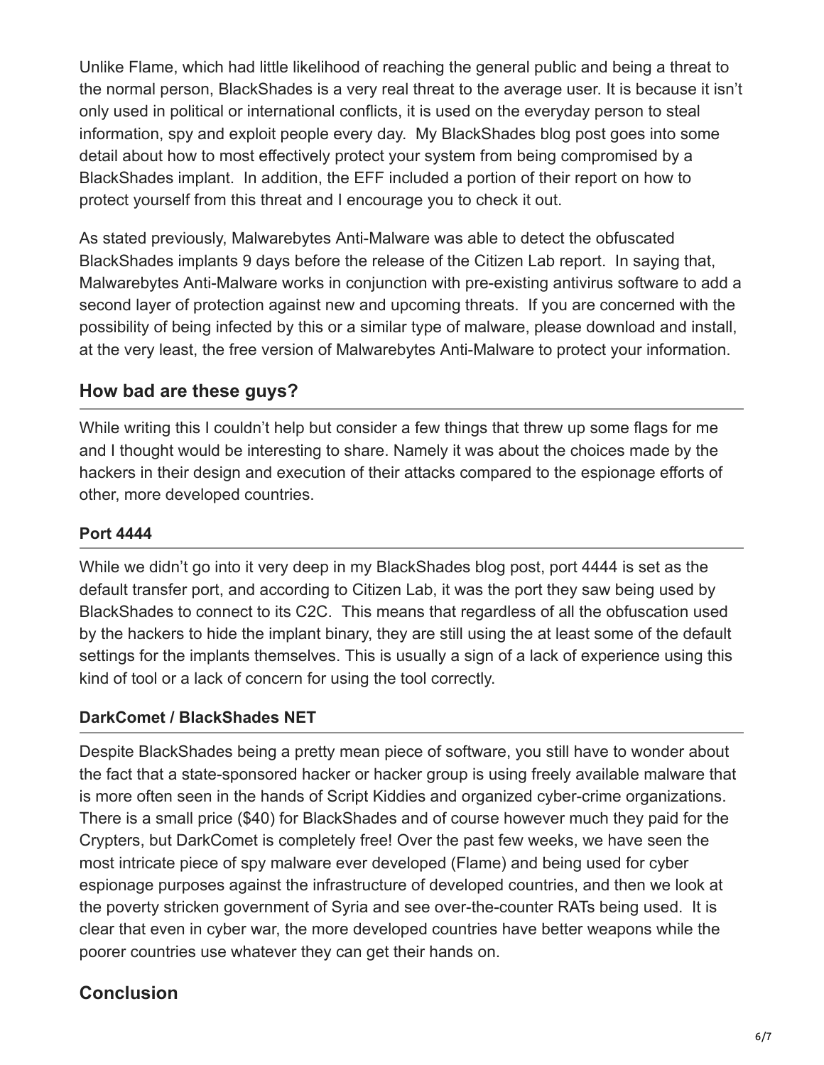Unlike Flame, which had little likelihood of reaching the general public and being a threat to the normal person, BlackShades is a very real threat to the average user. It is because it isn't only used in political or international conflicts, it is used on the everyday person to steal information, spy and exploit people every day. My BlackShades blog post goes into some detail about how to most effectively protect your system from being compromised by a BlackShades implant. In addition, the EFF included a portion of their report on how to protect yourself from this threat and I encourage you to check it out.

As stated previously, Malwarebytes Anti-Malware was able to detect the obfuscated BlackShades implants 9 days before the release of the Citizen Lab report. In saying that, Malwarebytes Anti-Malware works in conjunction with pre-existing antivirus software to add a second layer of protection against new and upcoming threats. If you are concerned with the possibility of being infected by this or a similar type of malware, please download and install, at the very least, the free version of Malwarebytes Anti-Malware to protect your information.

## How bad are these guys?

While writing this I couldn't help but consider a few things that threw up some flags for me and I thought would be interesting to share. Namely it was about the choices made by the hackers in their design and execution of their attacks compared to the espionage efforts of other, more developed countries.

### Port 4444

While we didn't go into it very deep in my BlackShades blog post, port 4444 is set as the default transfer port, and according to Citizen Lab, it was the port they saw being used by BlackShades to connect to its C2C. This means that regardless of all the obfuscation used by the hackers to hide the implant binary, they are still using the at least some of the default settings for the implants themselves. This is usually a sign of a lack of experience using this kind of tool or a lack of concern for using the tool correctly.

### DarkComet / BlackShades NET

Despite BlackShades being a pretty mean piece of software, you still have to wonder about the fact that a state-sponsored hacker or hacker group is using freely available malware that is more often seen in the hands of Script Kiddies and organized cyber-crime organizations. There is a small price ($40) for BlackShades and of course however much they paid for the Crypters, but DarkComet is completely free! Over the past few weeks, we have seen the most intricate piece of spy malware ever developed (Flame) and being used for cyber espionage purposes against the infrastructure of developed countries, and then we look at the poverty stricken government of Syria and see over-the-counter RATs being used. It is clear that even in cyber war, the more developed countries have better weapons while the poorer countries use whatever they can get their hands on.

## Conclusion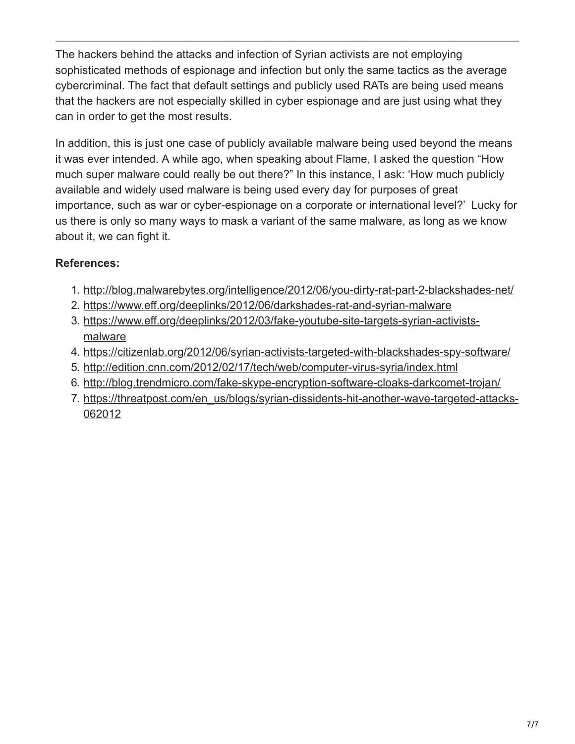The hackers behind the attacks and infection of Syrian activists are not employing sophisticated methods of espionage and infection but only the same tactics as the average cybercriminal. The fact that default settings and publicly used RATs are being used means that the hackers are not especially skilled in cyber espionage and are just using what they can in order to get the most results.

In addition, this is just one case of publicly available malware being used beyond the means it was ever intended. A while ago, when speaking about Flame, I asked the question "How much super malware could really be out there?" In this instance, I ask: 'How much publicly available and widely used malware is being used every day for purposes of great importance, such as war or cyber-espionage on a corporate or international level?' Lucky for us there is only so many ways to mask a variant of the same malware, as long as we know about it, we can fight it.

**References:**

1. http://blog.malwarebytes.org/intelligence/2012/06/you-dirty-rat-part-2-blackshades-net/
2. https://www.eff.org/deeplinks/2012/06/darkshades-rat-and-syrian-malware
3. https://www.eff.org/deeplinks/2012/03/fake-youtube-site-targets-syrian-activists-malware
4. https://citizenlab.org/2012/06/syrian-activists-targeted-with-blackshades-spy-software/
5. http://edition.cnn.com/2012/02/17/tech/web/computer-virus-syria/index.html
6. http://blog.trendmicro.com/fake-skype-encryption-software-cloaks-darkcomet-trojan/
7. https://threatpost.com/en_us/blogs/syrian-dissidents-hit-another-wave-targeted-attacks-062012